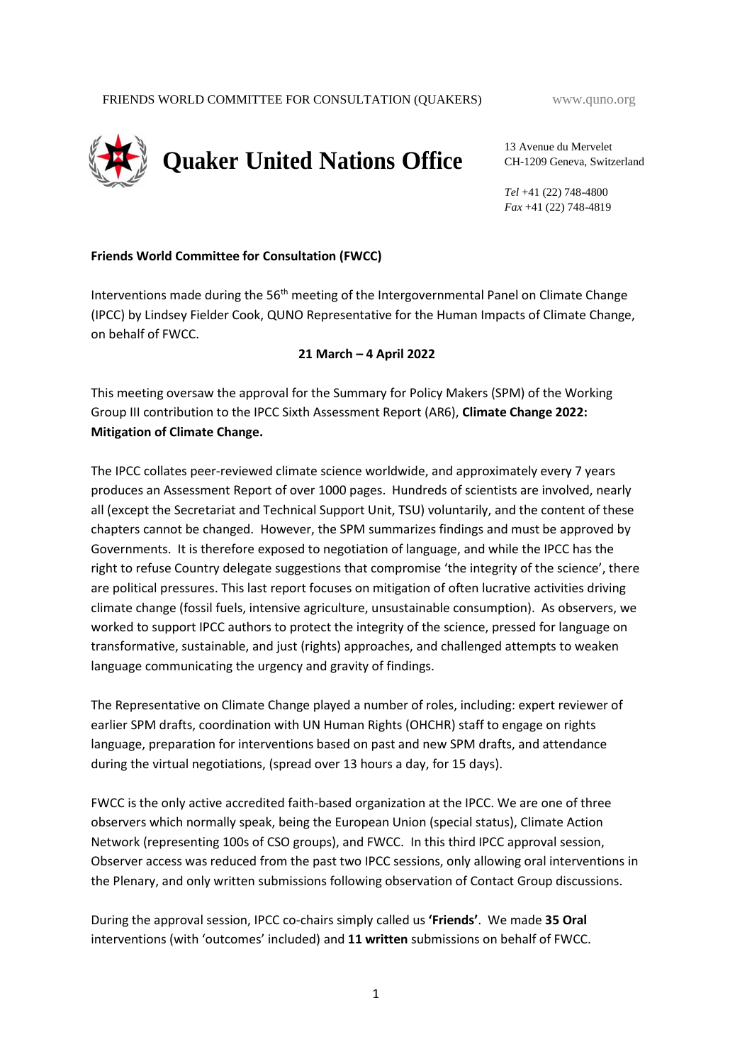FRIENDS WORLD COMMITTEE FOR CONSULTATION (QUAKERS) www.quno.org

# Quaker United Nations Office

13 Avenue du Mervelet
CH-1209 Geneva, Switzerland

*Tel* +41 (22) 748-4800
*Fax* +41 (22) 748-4819

**Friends World Committee for Consultation (FWCC)**

Interventions made during the 56th meeting of the Intergovernmental Panel on Climate Change (IPCC) by Lindsey Fielder Cook, QUNO Representative for the Human Impacts of Climate Change, on behalf of FWCC.

**21 March – 4 April 2022**

This meeting oversaw the approval for the Summary for Policy Makers (SPM) of the Working Group III contribution to the IPCC Sixth Assessment Report (AR6), **Climate Change 2022: Mitigation of Climate Change.**

The IPCC collates peer-reviewed climate science worldwide, and approximately every 7 years produces an Assessment Report of over 1000 pages. Hundreds of scientists are involved, nearly all (except the Secretariat and Technical Support Unit, TSU) voluntarily, and the content of these chapters cannot be changed. However, the SPM summarizes findings and must be approved by Governments. It is therefore exposed to negotiation of language, and while the IPCC has the right to refuse Country delegate suggestions that compromise 'the integrity of the science', there are political pressures. This last report focuses on mitigation of often lucrative activities driving climate change (fossil fuels, intensive agriculture, unsustainable consumption). As observers, we worked to support IPCC authors to protect the integrity of the science, pressed for language on transformative, sustainable, and just (rights) approaches, and challenged attempts to weaken language communicating the urgency and gravity of findings.

The Representative on Climate Change played a number of roles, including: expert reviewer of earlier SPM drafts, coordination with UN Human Rights (OHCHR) staff to engage on rights language, preparation for interventions based on past and new SPM drafts, and attendance during the virtual negotiations, (spread over 13 hours a day, for 15 days).

FWCC is the only active accredited faith-based organization at the IPCC. We are one of three observers which normally speak, being the European Union (special status), Climate Action Network (representing 100s of CSO groups), and FWCC. In this third IPCC approval session, Observer access was reduced from the past two IPCC sessions, only allowing oral interventions in the Plenary, and only written submissions following observation of Contact Group discussions.

During the approval session, IPCC co-chairs simply called us **'Friends'**. We made **35 Oral** interventions (with 'outcomes' included) and **11 written** submissions on behalf of FWCC.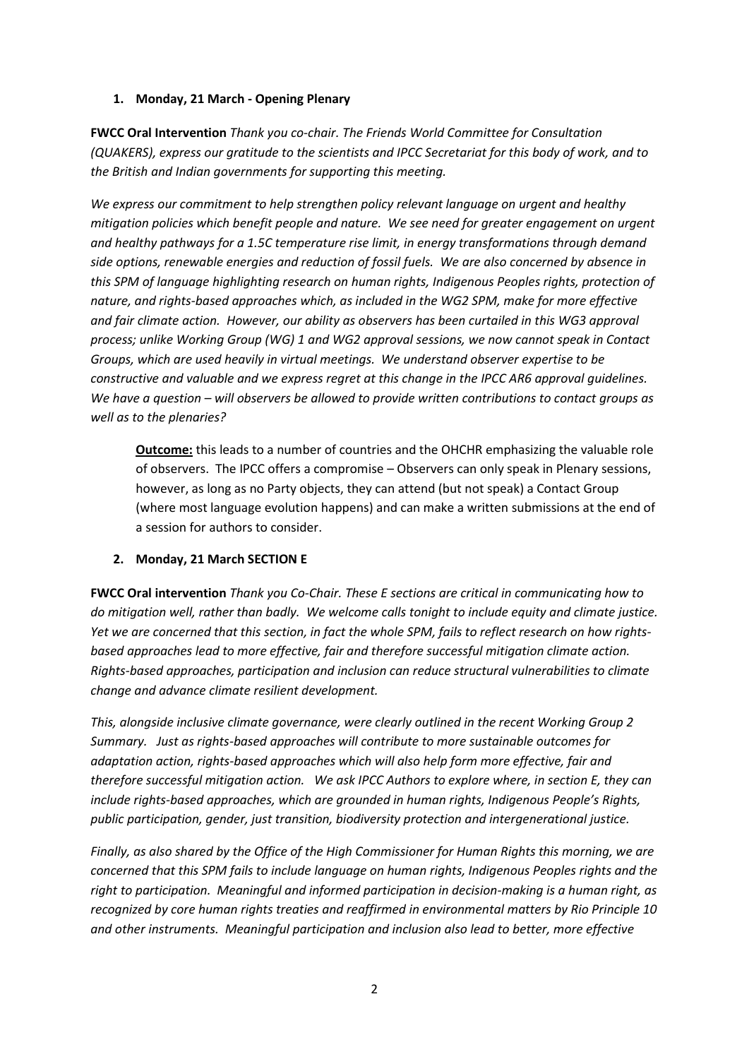1. **Monday, 21 March - Opening Plenary**

**FWCC Oral Intervention** *Thank you co-chair. The Friends World Committee for Consultation (QUAKERS), express our gratitude to the scientists and IPCC Secretariat for this body of work, and to the British and Indian governments for supporting this meeting.*

*We express our commitment to help strengthen policy relevant language on urgent and healthy mitigation policies which benefit people and nature. We see need for greater engagement on urgent and healthy pathways for a 1.5C temperature rise limit, in energy transformations through demand side options, renewable energies and reduction of fossil fuels. We are also concerned by absence in this SPM of language highlighting research on human rights, Indigenous Peoples rights, protection of nature, and rights-based approaches which, as included in the WG2 SPM, make for more effective and fair climate action. However, our ability as observers has been curtailed in this WG3 approval process; unlike Working Group (WG) 1 and WG2 approval sessions, we now cannot speak in Contact Groups, which are used heavily in virtual meetings. We understand observer expertise to be constructive and valuable and we express regret at this change in the IPCC AR6 approval guidelines. We have a question – will observers be allowed to provide written contributions to contact groups as well as to the plenaries?*

> **<u>Outcome:</u>** this leads to a number of countries and the OHCHR emphasizing the valuable role of observers. The IPCC offers a compromise – Observers can only speak in Plenary sessions, however, as long as no Party objects, they can attend (but not speak) a Contact Group (where most language evolution happens) and can make a written submissions at the end of a session for authors to consider.

2. **Monday, 21 March SECTION E**

**FWCC Oral intervention** *Thank you Co-Chair. These E sections are critical in communicating how to do mitigation well, rather than badly. We welcome calls tonight to include equity and climate justice. Yet we are concerned that this section, in fact the whole SPM, fails to reflect research on how rights-based approaches lead to more effective, fair and therefore successful mitigation climate action. Rights-based approaches, participation and inclusion can reduce structural vulnerabilities to climate change and advance climate resilient development.*

*This, alongside inclusive climate governance, were clearly outlined in the recent Working Group 2 Summary. Just as rights-based approaches will contribute to more sustainable outcomes for adaptation action, rights-based approaches which will also help form more effective, fair and therefore successful mitigation action. We ask IPCC Authors to explore where, in section E, they can include rights-based approaches, which are grounded in human rights, Indigenous People's Rights, public participation, gender, just transition, biodiversity protection and intergenerational justice.*

*Finally, as also shared by the Office of the High Commissioner for Human Rights this morning, we are concerned that this SPM fails to include language on human rights, Indigenous Peoples rights and the right to participation. Meaningful and informed participation in decision-making is a human right, as recognized by core human rights treaties and reaffirmed in environmental matters by Rio Principle 10 and other instruments. Meaningful participation and inclusion also lead to better, more effective*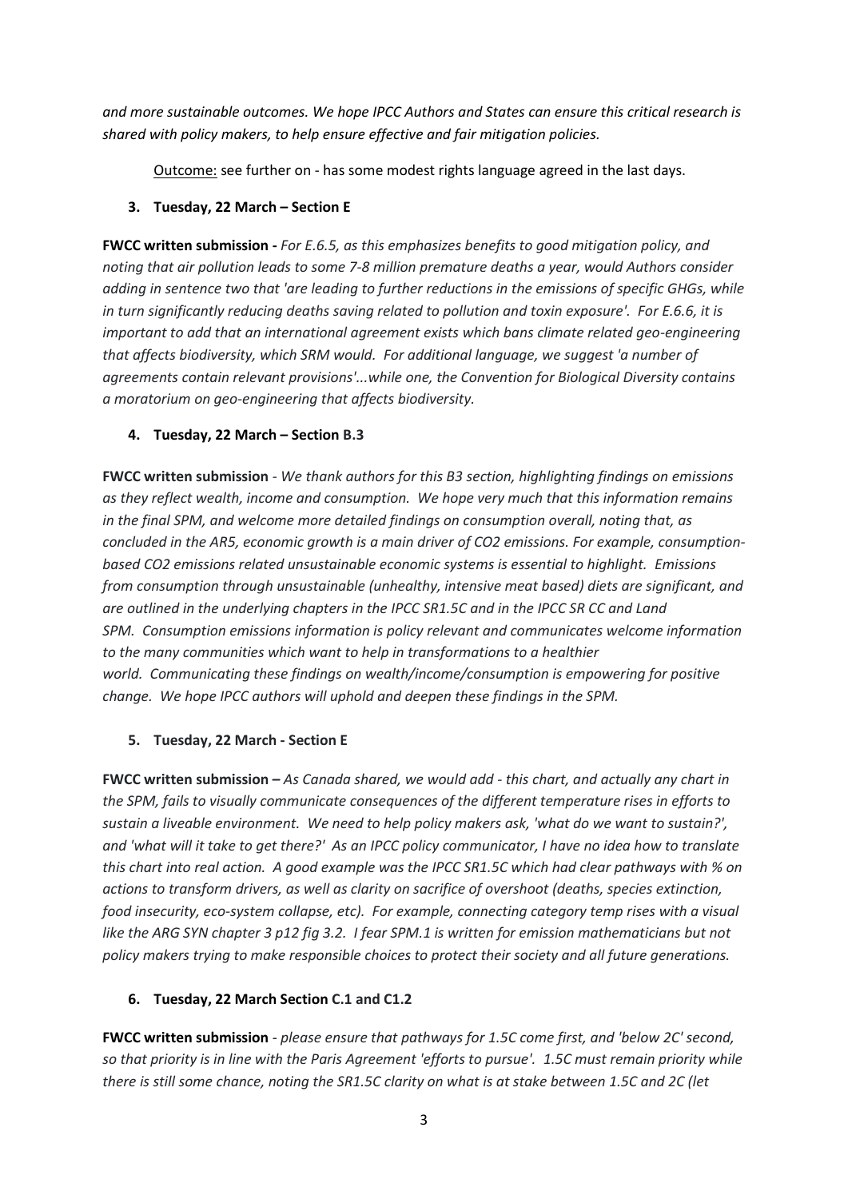*and more sustainable outcomes. We hope IPCC Authors and States can ensure this critical research is shared with policy makers, to help ensure effective and fair mitigation policies.*

<u>Outcome:</u> see further on - has some modest rights language agreed in the last days.

**3. Tuesday, 22 March – Section E**

**FWCC written submission -** *For E.6.5, as this emphasizes benefits to good mitigation policy, and noting that air pollution leads to some 7-8 million premature deaths a year, would Authors consider adding in sentence two that 'are leading to further reductions in the emissions of specific GHGs, while in turn significantly reducing deaths saving related to pollution and toxin exposure'. For E.6.6, it is important to add that an international agreement exists which bans climate related geo-engineering that affects biodiversity, which SRM would. For additional language, we suggest 'a number of agreements contain relevant provisions'...while one, the Convention for Biological Diversity contains a moratorium on geo-engineering that affects biodiversity.*

**4. Tuesday, 22 March – Section B.3**

**FWCC written submission** - *We thank authors for this B3 section, highlighting findings on emissions as they reflect wealth, income and consumption. We hope very much that this information remains in the final SPM, and welcome more detailed findings on consumption overall, noting that, as concluded in the AR5, economic growth is a main driver of CO2 emissions. For example, consumption-based CO2 emissions related unsustainable economic systems is essential to highlight. Emissions from consumption through unsustainable (unhealthy, intensive meat based) diets are significant, and are outlined in the underlying chapters in the IPCC SR1.5C and in the IPCC SR CC and Land SPM. Consumption emissions information is policy relevant and communicates welcome information to the many communities which want to help in transformations to a healthier world. Communicating these findings on wealth/income/consumption is empowering for positive change. We hope IPCC authors will uphold and deepen these findings in the SPM.*

**5. Tuesday, 22 March - Section E**

**FWCC written submission –** *As Canada shared, we would add - this chart, and actually any chart in the SPM, fails to visually communicate consequences of the different temperature rises in efforts to sustain a liveable environment. We need to help policy makers ask, 'what do we want to sustain?', and 'what will it take to get there?' As an IPCC policy communicator, I have no idea how to translate this chart into real action. A good example was the IPCC SR1.5C which had clear pathways with % on actions to transform drivers, as well as clarity on sacrifice of overshoot (deaths, species extinction, food insecurity, eco-system collapse, etc). For example, connecting category temp rises with a visual like the ARG SYN chapter 3 p12 fig 3.2. I fear SPM.1 is written for emission mathematicians but not policy makers trying to make responsible choices to protect their society and all future generations.*

**6. Tuesday, 22 March Section C.1 and C1.2**

**FWCC written submission** - *please ensure that pathways for 1.5C come first, and 'below 2C' second, so that priority is in line with the Paris Agreement 'efforts to pursue'. 1.5C must remain priority while there is still some chance, noting the SR1.5C clarity on what is at stake between 1.5C and 2C (let*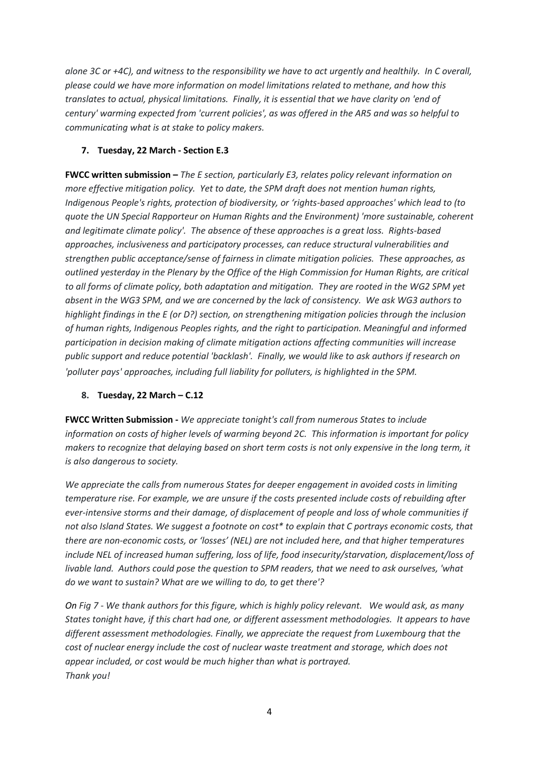*alone 3C or +4C), and witness to the responsibility we have to act urgently and healthily. In C overall, please could we have more information on model limitations related to methane, and how this translates to actual, physical limitations. Finally, it is essential that we have clarity on 'end of century' warming expected from 'current policies', as was offered in the AR5 and was so helpful to communicating what is at stake to policy makers.*

7. **Tuesday, 22 March - Section E.3**

**FWCC written submission –** *The E section, particularly E3, relates policy relevant information on more effective mitigation policy. Yet to date, the SPM draft does not mention human rights, Indigenous People's rights, protection of biodiversity, or 'rights-based approaches' which lead to (to quote the UN Special Rapporteur on Human Rights and the Environment) 'more sustainable, coherent and legitimate climate policy'. The absence of these approaches is a great loss. Rights-based approaches, inclusiveness and participatory processes, can reduce structural vulnerabilities and strengthen public acceptance/sense of fairness in climate mitigation policies. These approaches, as outlined yesterday in the Plenary by the Office of the High Commission for Human Rights, are critical to all forms of climate policy, both adaptation and mitigation. They are rooted in the WG2 SPM yet absent in the WG3 SPM, and we are concerned by the lack of consistency. We ask WG3 authors to highlight findings in the E (or D?) section, on strengthening mitigation policies through the inclusion of human rights, Indigenous Peoples rights, and the right to participation. Meaningful and informed participation in decision making of climate mitigation actions affecting communities will increase public support and reduce potential 'backlash'. Finally, we would like to ask authors if research on 'polluter pays' approaches, including full liability for polluters, is highlighted in the SPM.*

8. **Tuesday, 22 March – C.12**

**FWCC Written Submission -** *We appreciate tonight's call from numerous States to include information on costs of higher levels of warming beyond 2C. This information is important for policy makers to recognize that delaying based on short term costs is not only expensive in the long term, it is also dangerous to society.*

*We appreciate the calls from numerous States for deeper engagement in avoided costs in limiting temperature rise. For example, we are unsure if the costs presented include costs of rebuilding after ever-intensive storms and their damage, of displacement of people and loss of whole communities if not also Island States. We suggest a footnote on cost* to explain that C portrays economic costs, that there are non-economic costs, or 'losses' (NEL) are not included here, and that higher temperatures include NEL of increased human suffering, loss of life, food insecurity/starvation, displacement/loss of livable land. Authors could pose the question to SPM readers, that we need to ask ourselves, 'what do we want to sustain? What are we willing to do, to get there'?*

*On Fig 7 - We thank authors for this figure, which is highly policy relevant. We would ask, as many States tonight have, if this chart had one, or different assessment methodologies. It appears to have different assessment methodologies. Finally, we appreciate the request from Luxembourg that the cost of nuclear energy include the cost of nuclear waste treatment and storage, which does not appear included, or cost would be much higher than what is portrayed.*
*Thank you!*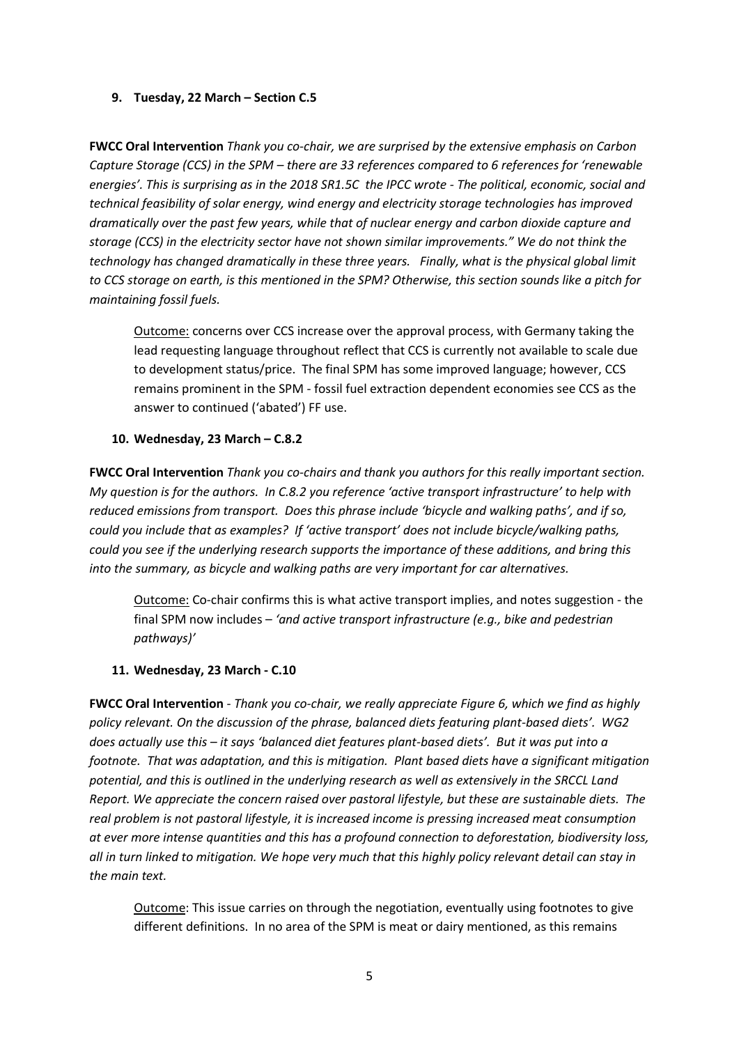**9. Tuesday, 22 March – Section C.5**

**FWCC Oral Intervention** *Thank you co-chair, we are surprised by the extensive emphasis on Carbon Capture Storage (CCS) in the SPM – there are 33 references compared to 6 references for 'renewable energies'. This is surprising as in the 2018 SR1.5C the IPCC wrote - The political, economic, social and technical feasibility of solar energy, wind energy and electricity storage technologies has improved dramatically over the past few years, while that of nuclear energy and carbon dioxide capture and storage (CCS) in the electricity sector have not shown similar improvements." We do not think the technology has changed dramatically in these three years. Finally, what is the physical global limit to CCS storage on earth, is this mentioned in the SPM? Otherwise, this section sounds like a pitch for maintaining fossil fuels.*

> Outcome: concerns over CCS increase over the approval process, with Germany taking the lead requesting language throughout reflect that CCS is currently not available to scale due to development status/price. The final SPM has some improved language; however, CCS remains prominent in the SPM - fossil fuel extraction dependent economies see CCS as the answer to continued ('abated') FF use.

**10. Wednesday, 23 March – C.8.2**

**FWCC Oral Intervention** *Thank you co-chairs and thank you authors for this really important section. My question is for the authors. In C.8.2 you reference 'active transport infrastructure' to help with reduced emissions from transport. Does this phrase include 'bicycle and walking paths', and if so, could you include that as examples? If 'active transport' does not include bicycle/walking paths, could you see if the underlying research supports the importance of these additions, and bring this into the summary, as bicycle and walking paths are very important for car alternatives.*

> Outcome: Co-chair confirms this is what active transport implies, and notes suggestion - the final SPM now includes – *'and active transport infrastructure (e.g., bike and pedestrian pathways)'*

**11. Wednesday, 23 March - C.10**

**FWCC Oral Intervention** - *Thank you co-chair, we really appreciate Figure 6, which we find as highly policy relevant. On the discussion of the phrase, balanced diets featuring plant-based diets'. WG2 does actually use this – it says 'balanced diet features plant-based diets'. But it was put into a footnote. That was adaptation, and this is mitigation. Plant based diets have a significant mitigation potential, and this is outlined in the underlying research as well as extensively in the SRCCL Land Report. We appreciate the concern raised over pastoral lifestyle, but these are sustainable diets. The real problem is not pastoral lifestyle, it is increased income is pressing increased meat consumption at ever more intense quantities and this has a profound connection to deforestation, biodiversity loss, all in turn linked to mitigation. We hope very much that this highly policy relevant detail can stay in the main text.*

> Outcome: This issue carries on through the negotiation, eventually using footnotes to give different definitions. In no area of the SPM is meat or dairy mentioned, as this remains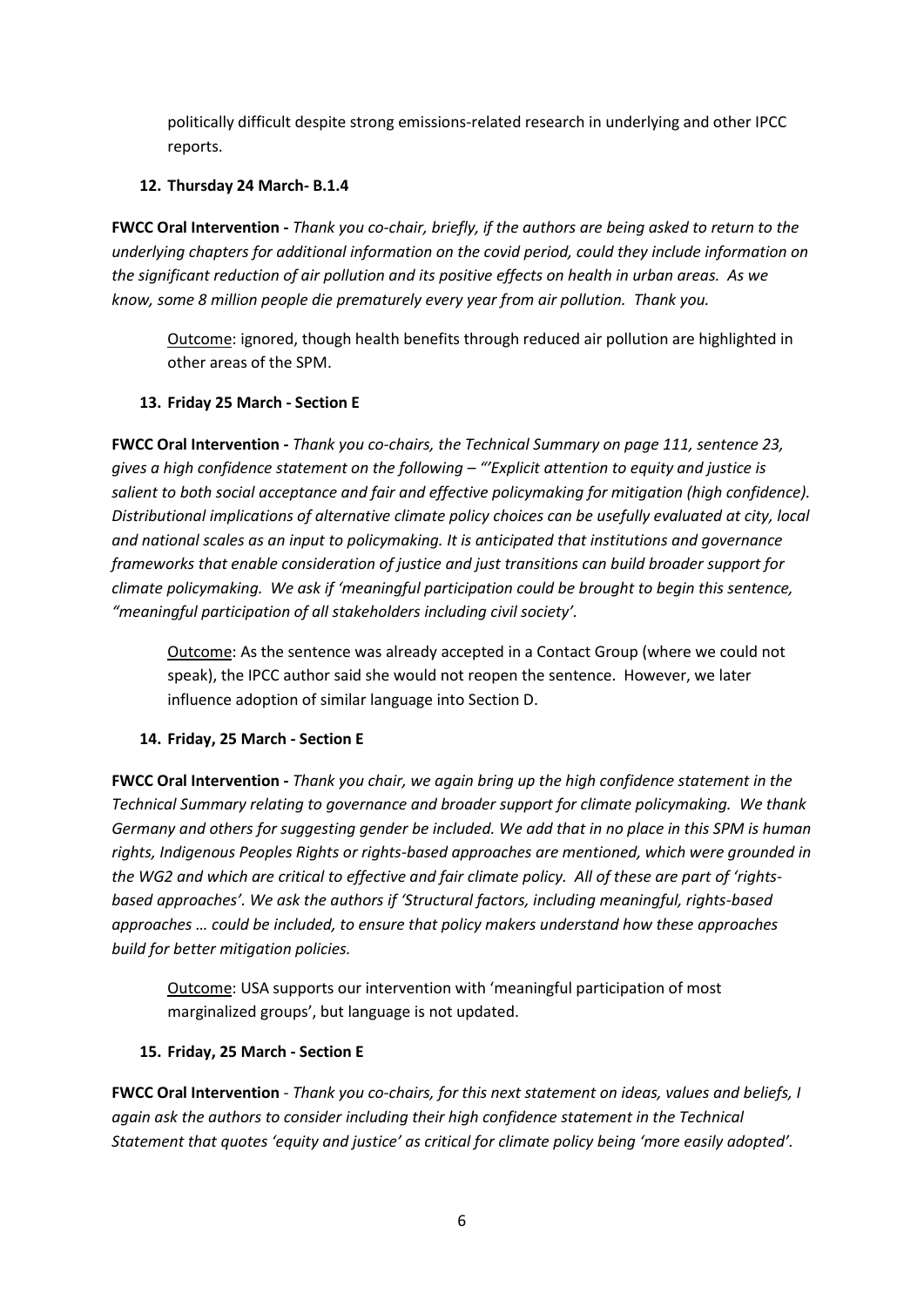politically difficult despite strong emissions-related research in underlying and other IPCC reports.

**12. Thursday 24 March- B.1.4**

**FWCC Oral Intervention -** *Thank you co-chair, briefly, if the authors are being asked to return to the underlying chapters for additional information on the covid period, could they include information on the significant reduction of air pollution and its positive effects on health in urban areas. As we know, some 8 million people die prematurely every year from air pollution. Thank you.*

<u>Outcome</u>: ignored, though health benefits through reduced air pollution are highlighted in other areas of the SPM.

**13. Friday 25 March - Section E**

**FWCC Oral Intervention -** *Thank you co-chairs, the Technical Summary on page 111, sentence 23, gives a high confidence statement on the following – "'Explicit attention to equity and justice is salient to both social acceptance and fair and effective policymaking for mitigation (high confidence). Distributional implications of alternative climate policy choices can be usefully evaluated at city, local and national scales as an input to policymaking. It is anticipated that institutions and governance frameworks that enable consideration of justice and just transitions can build broader support for climate policymaking. We ask if 'meaningful participation could be brought to begin this sentence, "meaningful participation of all stakeholders including civil society'.*

<u>Outcome</u>: As the sentence was already accepted in a Contact Group (where we could not speak), the IPCC author said she would not reopen the sentence. However, we later influence adoption of similar language into Section D.

**14. Friday, 25 March - Section E**

**FWCC Oral Intervention -** *Thank you chair, we again bring up the high confidence statement in the Technical Summary relating to governance and broader support for climate policymaking. We thank Germany and others for suggesting gender be included. We add that in no place in this SPM is human rights, Indigenous Peoples Rights or rights-based approaches are mentioned, which were grounded in the WG2 and which are critical to effective and fair climate policy. All of these are part of 'rights-based approaches'. We ask the authors if 'Structural factors, including meaningful, rights-based approaches … could be included, to ensure that policy makers understand how these approaches build for better mitigation policies.*

<u>Outcome</u>: USA supports our intervention with 'meaningful participation of most marginalized groups', but language is not updated.

**15. Friday, 25 March - Section E**

**FWCC Oral Intervention** - *Thank you co-chairs, for this next statement on ideas, values and beliefs, I again ask the authors to consider including their high confidence statement in the Technical Statement that quotes 'equity and justice' as critical for climate policy being 'more easily adopted'.*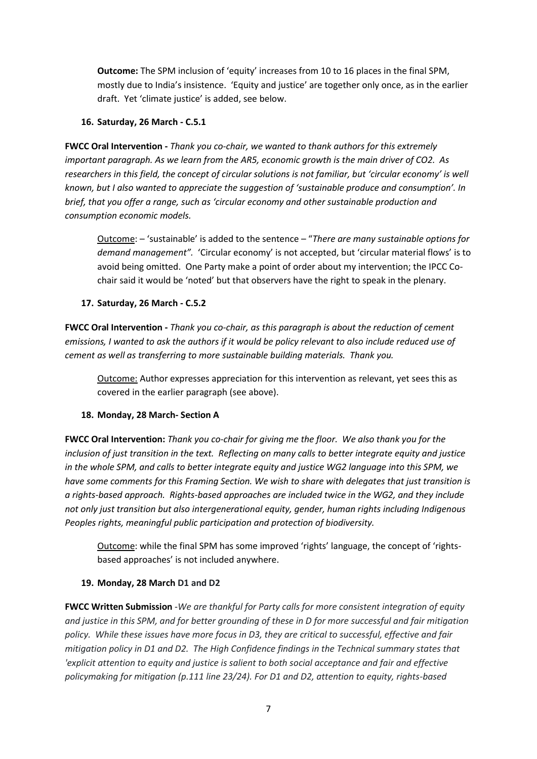**Outcome:** The SPM inclusion of 'equity' increases from 10 to 16 places in the final SPM, mostly due to India's insistence. 'Equity and justice' are together only once, as in the earlier draft. Yet 'climate justice' is added, see below.

### 16. Saturday, 26 March - C.5.1

**FWCC Oral Intervention -** *Thank you co-chair, we wanted to thank authors for this extremely important paragraph. As we learn from the AR5, economic growth is the main driver of CO2. As researchers in this field, the concept of circular solutions is not familiar, but 'circular economy' is well known, but I also wanted to appreciate the suggestion of 'sustainable produce and consumption'. In brief, that you offer a range, such as 'circular economy and other sustainable production and consumption economic models.*

> Outcome: – 'sustainable' is added to the sentence – "*There are many sustainable options for demand management".* 'Circular economy' is not accepted, but 'circular material flows' is to avoid being omitted. One Party make a point of order about my intervention; the IPCC Co-chair said it would be 'noted' but that observers have the right to speak in the plenary.

### 17. Saturday, 26 March - C.5.2

**FWCC Oral Intervention -** *Thank you co-chair, as this paragraph is about the reduction of cement emissions, I wanted to ask the authors if it would be policy relevant to also include reduced use of cement as well as transferring to more sustainable building materials. Thank you.*

> Outcome: Author expresses appreciation for this intervention as relevant, yet sees this as covered in the earlier paragraph (see above).

### 18. Monday, 28 March- Section A

**FWCC Oral Intervention:** *Thank you co-chair for giving me the floor. We also thank you for the inclusion of just transition in the text. Reflecting on many calls to better integrate equity and justice in the whole SPM, and calls to better integrate equity and justice WG2 language into this SPM, we have some comments for this Framing Section. We wish to share with delegates that just transition is a rights-based approach. Rights-based approaches are included twice in the WG2, and they include not only just transition but also intergenerational equity, gender, human rights including Indigenous Peoples rights, meaningful public participation and protection of biodiversity.*

> Outcome: while the final SPM has some improved 'rights' language, the concept of 'rights-based approaches' is not included anywhere.

### 19. Monday, 28 March D1 and D2

**FWCC Written Submission** -*We are thankful for Party calls for more consistent integration of equity and justice in this SPM, and for better grounding of these in D for more successful and fair mitigation policy. While these issues have more focus in D3, they are critical to successful, effective and fair mitigation policy in D1 and D2. The High Confidence findings in the Technical summary states that 'explicit attention to equity and justice is salient to both social acceptance and fair and effective policymaking for mitigation (p.111 line 23/24). For D1 and D2, attention to equity, rights-based*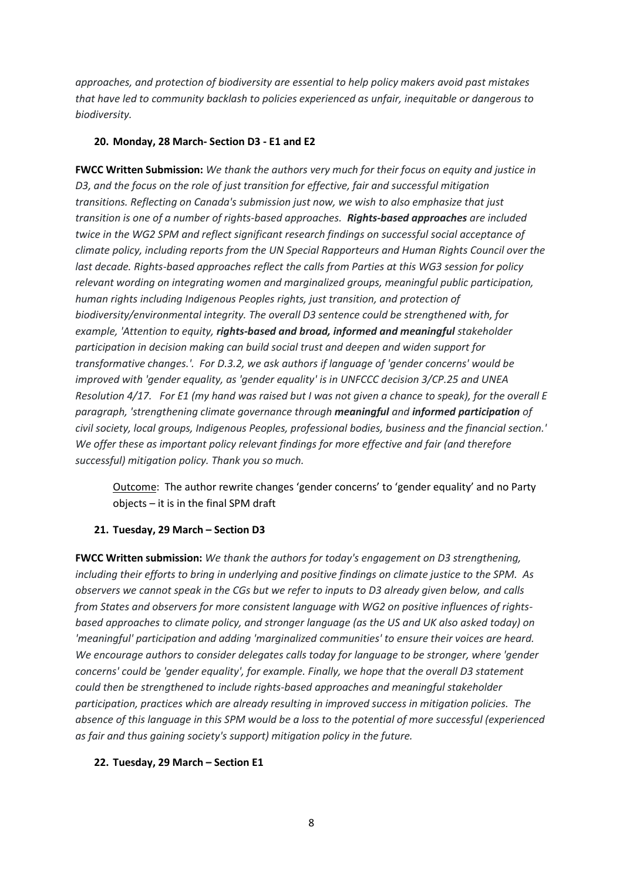*approaches, and protection of biodiversity are essential to help policy makers avoid past mistakes that have led to community backlash to policies experienced as unfair, inequitable or dangerous to biodiversity.*

**20. Monday, 28 March- Section D3 - E1 and E2**

**FWCC Written Submission:** *We thank the authors very much for their focus on equity and justice in D3, and the focus on the role of just transition for effective, fair and successful mitigation transitions. Reflecting on Canada's submission just now, we wish to also emphasize that just transition is one of a number of rights-based approaches.* ***Rights-based approaches*** *are included twice in the WG2 SPM and reflect significant research findings on successful social acceptance of climate policy, including reports from the UN Special Rapporteurs and Human Rights Council over the last decade. Rights-based approaches reflect the calls from Parties at this WG3 session for policy relevant wording on integrating women and marginalized groups, meaningful public participation, human rights including Indigenous Peoples rights, just transition, and protection of biodiversity/environmental integrity. The overall D3 sentence could be strengthened with, for example, 'Attention to equity,* ***rights-based and broad, informed and meaningful*** *stakeholder participation in decision making can build social trust and deepen and widen support for transformative changes.'. For D.3.2, we ask authors if language of 'gender concerns' would be improved with 'gender equality, as 'gender equality' is in UNFCCC decision 3/CP.25 and UNEA Resolution 4/17. For E1 (my hand was raised but I was not given a chance to speak), for the overall E paragraph, 'strengthening climate governance through* ***meaningful*** *and* ***informed participation*** *of civil society, local groups, Indigenous Peoples, professional bodies, business and the financial section.' We offer these as important policy relevant findings for more effective and fair (and therefore successful) mitigation policy. Thank you so much.*

> Outcome: The author rewrite changes 'gender concerns' to 'gender equality' and no Party objects – it is in the final SPM draft

**21. Tuesday, 29 March – Section D3**

**FWCC Written submission:** *We thank the authors for today's engagement on D3 strengthening, including their efforts to bring in underlying and positive findings on climate justice to the SPM. As observers we cannot speak in the CGs but we refer to inputs to D3 already given below, and calls from States and observers for more consistent language with WG2 on positive influences of rights-based approaches to climate policy, and stronger language (as the US and UK also asked today) on 'meaningful' participation and adding 'marginalized communities' to ensure their voices are heard. We encourage authors to consider delegates calls today for language to be stronger, where 'gender concerns' could be 'gender equality', for example. Finally, we hope that the overall D3 statement could then be strengthened to include rights-based approaches and meaningful stakeholder participation, practices which are already resulting in improved success in mitigation policies. The absence of this language in this SPM would be a loss to the potential of more successful (experienced as fair and thus gaining society's support) mitigation policy in the future.*

**22. Tuesday, 29 March – Section E1**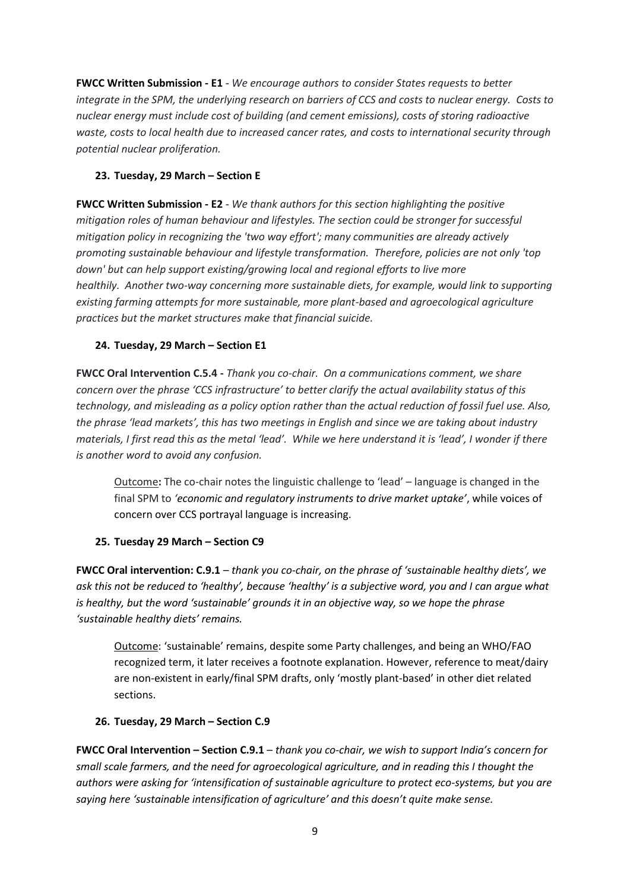**FWCC Written Submission - E1** - *We encourage authors to consider States requests to better integrate in the SPM, the underlying research on barriers of CCS and costs to nuclear energy. Costs to nuclear energy must include cost of building (and cement emissions), costs of storing radioactive waste, costs to local health due to increased cancer rates, and costs to international security through potential nuclear proliferation.*

### 23. Tuesday, 29 March – Section E

**FWCC Written Submission - E2** - *We thank authors for this section highlighting the positive mitigation roles of human behaviour and lifestyles. The section could be stronger for successful mitigation policy in recognizing the 'two way effort'; many communities are already actively promoting sustainable behaviour and lifestyle transformation. Therefore, policies are not only 'top down' but can help support existing/growing local and regional efforts to live more healthily. Another two-way concerning more sustainable diets, for example, would link to supporting existing farming attempts for more sustainable, more plant-based and agroecological agriculture practices but the market structures make that financial suicide.*

### 24. Tuesday, 29 March – Section E1

**FWCC Oral Intervention C.5.4 -** *Thank you co-chair. On a communications comment, we share concern over the phrase 'CCS infrastructure' to better clarify the actual availability status of this technology, and misleading as a policy option rather than the actual reduction of fossil fuel use. Also, the phrase 'lead markets', this has two meetings in English and since we are taking about industry materials, I first read this as the metal 'lead'. While we here understand it is 'lead', I wonder if there is another word to avoid any confusion.*

> Outcome**:** The co-chair notes the linguistic challenge to 'lead' – language is changed in the final SPM to *'economic and regulatory instruments to drive market uptake'*, while voices of concern over CCS portrayal language is increasing.

### 25. Tuesday 29 March – Section C9

**FWCC Oral intervention: C.9.1** – *thank you co-chair, on the phrase of 'sustainable healthy diets', we ask this not be reduced to 'healthy', because 'healthy' is a subjective word, you and I can argue what is healthy, but the word 'sustainable' grounds it in an objective way, so we hope the phrase 'sustainable healthy diets' remains.*

> Outcome: 'sustainable' remains, despite some Party challenges, and being an WHO/FAO recognized term, it later receives a footnote explanation. However, reference to meat/dairy are non-existent in early/final SPM drafts, only 'mostly plant-based' in other diet related sections.

### 26. Tuesday, 29 March – Section C.9

**FWCC Oral Intervention – Section C.9.1** – *thank you co-chair, we wish to support India's concern for small scale farmers, and the need for agroecological agriculture, and in reading this I thought the authors were asking for 'intensification of sustainable agriculture to protect eco-systems, but you are saying here 'sustainable intensification of agriculture' and this doesn't quite make sense.*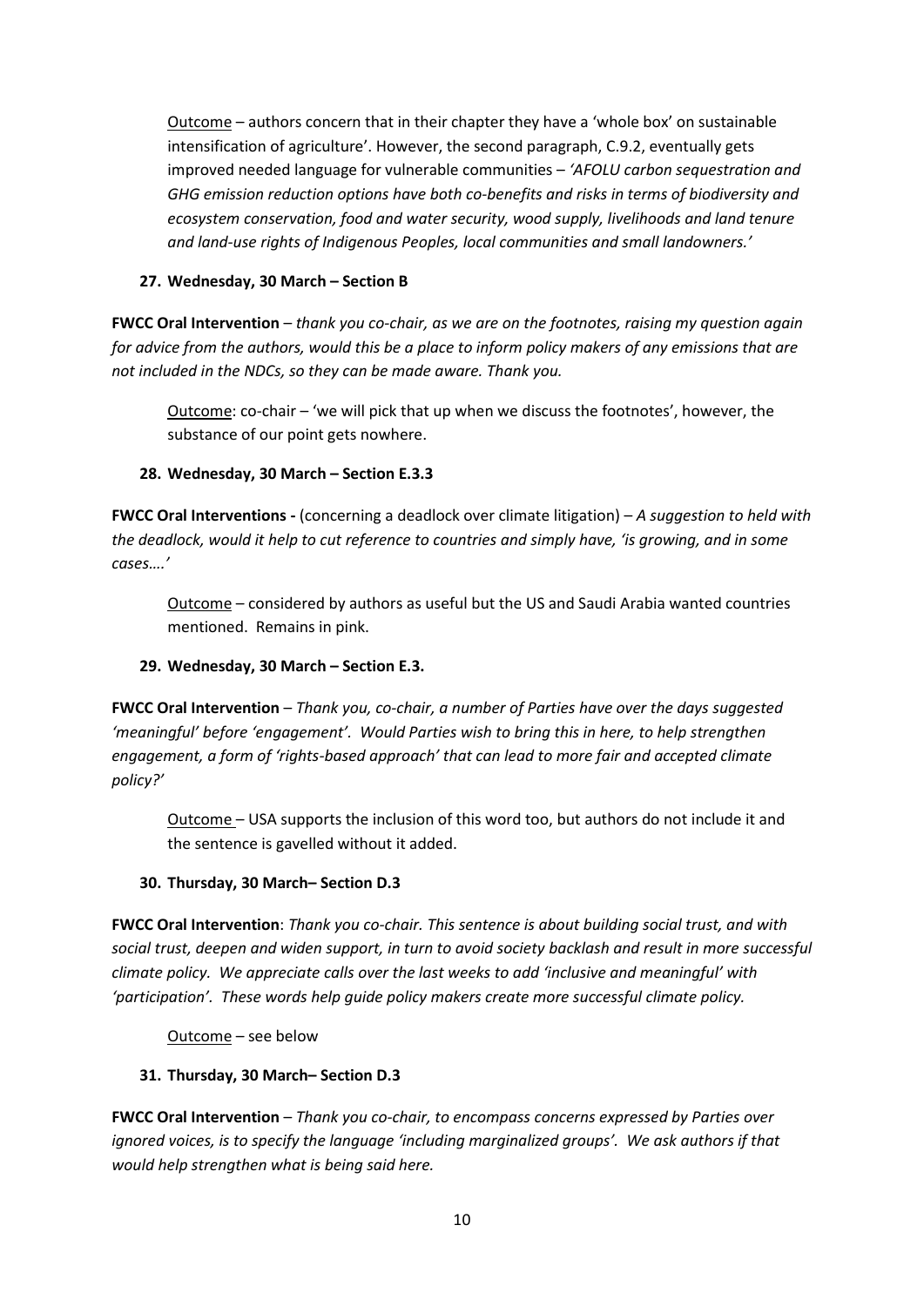Outcome – authors concern that in their chapter they have a 'whole box' on sustainable intensification of agriculture'. However, the second paragraph, C.9.2, eventually gets improved needed language for vulnerable communities – *'AFOLU carbon sequestration and GHG emission reduction options have both co-benefits and risks in terms of biodiversity and ecosystem conservation, food and water security, wood supply, livelihoods and land tenure and land-use rights of Indigenous Peoples, local communities and small landowners.'*

**27. Wednesday, 30 March – Section B**

**FWCC Oral Intervention** – *thank you co-chair, as we are on the footnotes, raising my question again for advice from the authors, would this be a place to inform policy makers of any emissions that are not included in the NDCs, so they can be made aware. Thank you.*

Outcome: co-chair – 'we will pick that up when we discuss the footnotes', however, the substance of our point gets nowhere.

**28. Wednesday, 30 March – Section E.3.3**

**FWCC Oral Interventions -** (concerning a deadlock over climate litigation) – *A suggestion to held with the deadlock, would it help to cut reference to countries and simply have, 'is growing, and in some cases….'*

Outcome – considered by authors as useful but the US and Saudi Arabia wanted countries mentioned. Remains in pink.

**29. Wednesday, 30 March – Section E.3.**

**FWCC Oral Intervention** – *Thank you, co-chair, a number of Parties have over the days suggested 'meaningful' before 'engagement'. Would Parties wish to bring this in here, to help strengthen engagement, a form of 'rights-based approach' that can lead to more fair and accepted climate policy?'*

Outcome – USA supports the inclusion of this word too, but authors do not include it and the sentence is gavelled without it added.

**30. Thursday, 30 March– Section D.3**

**FWCC Oral Intervention**: *Thank you co-chair. This sentence is about building social trust, and with social trust, deepen and widen support, in turn to avoid society backlash and result in more successful climate policy. We appreciate calls over the last weeks to add 'inclusive and meaningful' with 'participation'. These words help guide policy makers create more successful climate policy.*

Outcome – see below

**31. Thursday, 30 March– Section D.3**

**FWCC Oral Intervention** – *Thank you co-chair, to encompass concerns expressed by Parties over ignored voices, is to specify the language 'including marginalized groups'. We ask authors if that would help strengthen what is being said here.*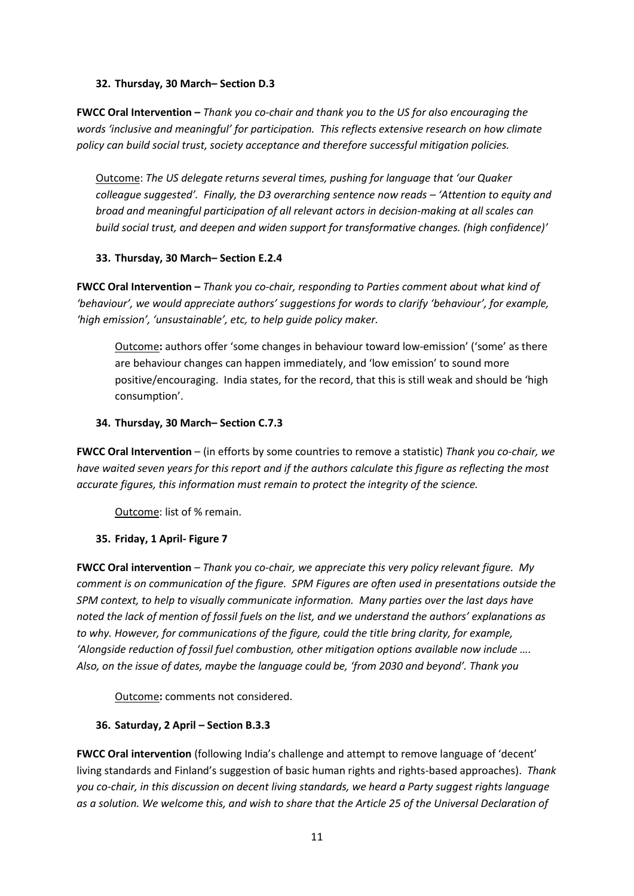**32. Thursday, 30 March– Section D.3**

**FWCC Oral Intervention –** *Thank you co-chair and thank you to the US for also encouraging the words 'inclusive and meaningful' for participation. This reflects extensive research on how climate policy can build social trust, society acceptance and therefore successful mitigation policies.*

> Outcome: *The US delegate returns several times, pushing for language that 'our Quaker colleague suggested'. Finally, the D3 overarching sentence now reads – 'Attention to equity and broad and meaningful participation of all relevant actors in decision-making at all scales can build social trust, and deepen and widen support for transformative changes. (high confidence)'*

**33. Thursday, 30 March– Section E.2.4**

**FWCC Oral Intervention –** *Thank you co-chair, responding to Parties comment about what kind of 'behaviour', we would appreciate authors' suggestions for words to clarify 'behaviour', for example, 'high emission', 'unsustainable', etc, to help guide policy maker.*

> Outcome**:** authors offer 'some changes in behaviour toward low-emission' ('some' as there are behaviour changes can happen immediately, and 'low emission' to sound more positive/encouraging. India states, for the record, that this is still weak and should be 'high consumption'.

**34. Thursday, 30 March– Section C.7.3**

**FWCC Oral Intervention** – (in efforts by some countries to remove a statistic) *Thank you co-chair, we have waited seven years for this report and if the authors calculate this figure as reflecting the most accurate figures, this information must remain to protect the integrity of the science.*

> Outcome: list of % remain.

**35. Friday, 1 April- Figure 7**

**FWCC Oral intervention** – *Thank you co-chair, we appreciate this very policy relevant figure. My comment is on communication of the figure. SPM Figures are often used in presentations outside the SPM context, to help to visually communicate information. Many parties over the last days have noted the lack of mention of fossil fuels on the list, and we understand the authors' explanations as to why. However, for communications of the figure, could the title bring clarity, for example, 'Alongside reduction of fossil fuel combustion, other mitigation options available now include …. Also, on the issue of dates, maybe the language could be, 'from 2030 and beyond'. Thank you*

> Outcome**:** comments not considered.

**36. Saturday, 2 April – Section B.3.3**

**FWCC Oral intervention** (following India's challenge and attempt to remove language of 'decent' living standards and Finland's suggestion of basic human rights and rights-based approaches). *Thank you co-chair, in this discussion on decent living standards, we heard a Party suggest rights language as a solution. We welcome this, and wish to share that the Article 25 of the Universal Declaration of*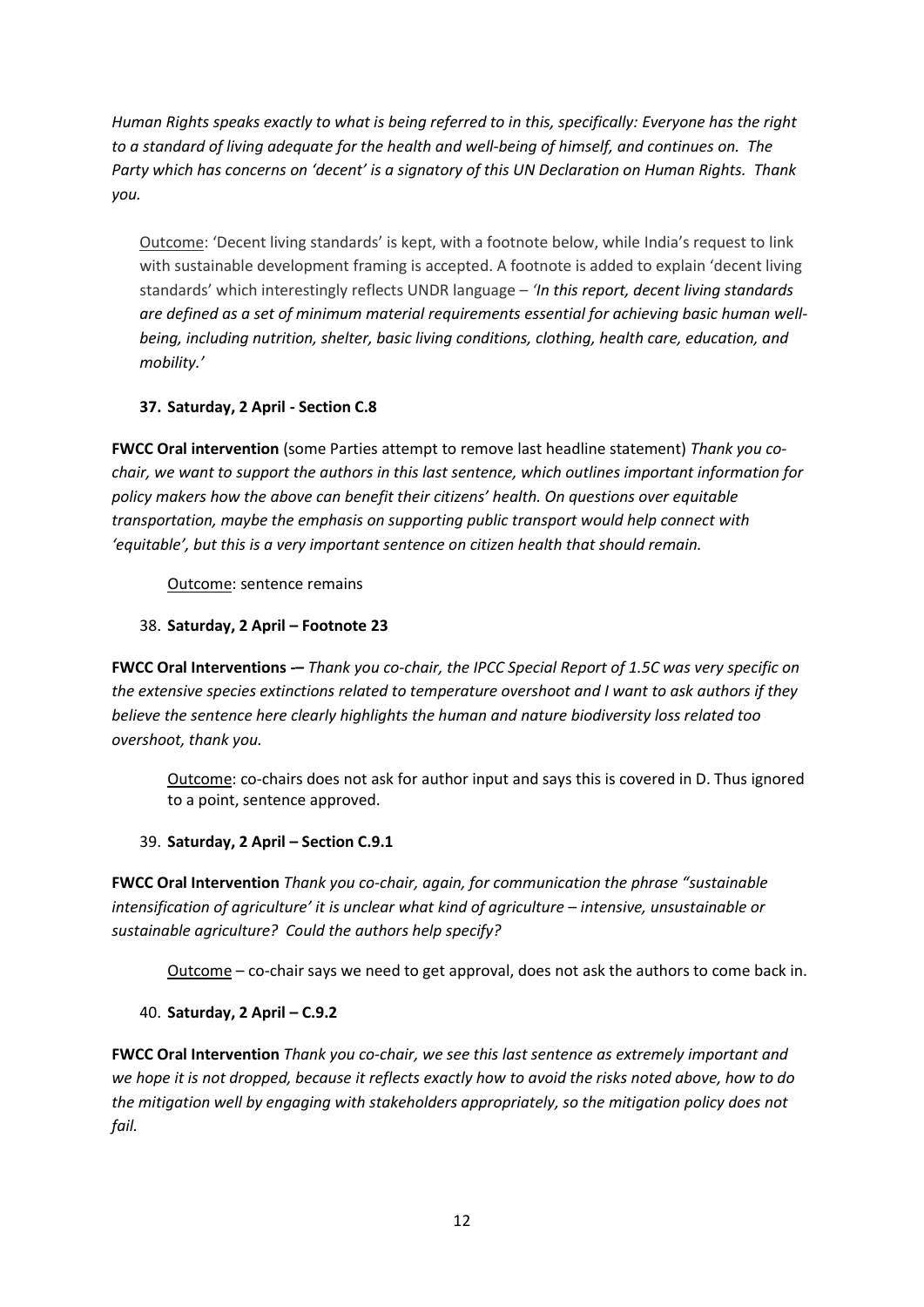*Human Rights speaks exactly to what is being referred to in this, specifically: Everyone has the right to a standard of living adequate for the health and well-being of himself, and continues on. The Party which has concerns on 'decent' is a signatory of this UN Declaration on Human Rights. Thank you.*

> Outcome: 'Decent living standards' is kept, with a footnote below, while India's request to link with sustainable development framing is accepted. A footnote is added to explain 'decent living standards' which interestingly reflects UNDR language – *'In this report, decent living standards are defined as a set of minimum material requirements essential for achieving basic human well-being, including nutrition, shelter, basic living conditions, clothing, health care, education, and mobility.'*

**37. Saturday, 2 April - Section C.8**

**FWCC Oral intervention** (some Parties attempt to remove last headline statement) *Thank you co-chair, we want to support the authors in this last sentence, which outlines important information for policy makers how the above can benefit their citizens' health. On questions over equitable transportation, maybe the emphasis on supporting public transport would help connect with 'equitable', but this is a very important sentence on citizen health that should remain.*

> Outcome: sentence remains

38. **Saturday, 2 April – Footnote 23**

**FWCC Oral Interventions -–** *Thank you co-chair, the IPCC Special Report of 1.5C was very specific on the extensive species extinctions related to temperature overshoot and I want to ask authors if they believe the sentence here clearly highlights the human and nature biodiversity loss related too overshoot, thank you.*

> Outcome: co-chairs does not ask for author input and says this is covered in D. Thus ignored to a point, sentence approved.

39. **Saturday, 2 April – Section C.9.1**

**FWCC Oral Intervention** *Thank you co-chair, again, for communication the phrase "sustainable intensification of agriculture' it is unclear what kind of agriculture – intensive, unsustainable or sustainable agriculture? Could the authors help specify?*

> Outcome – co-chair says we need to get approval, does not ask the authors to come back in.

40. **Saturday, 2 April – C.9.2**

**FWCC Oral Intervention** *Thank you co-chair, we see this last sentence as extremely important and we hope it is not dropped, because it reflects exactly how to avoid the risks noted above, how to do the mitigation well by engaging with stakeholders appropriately, so the mitigation policy does not fail.*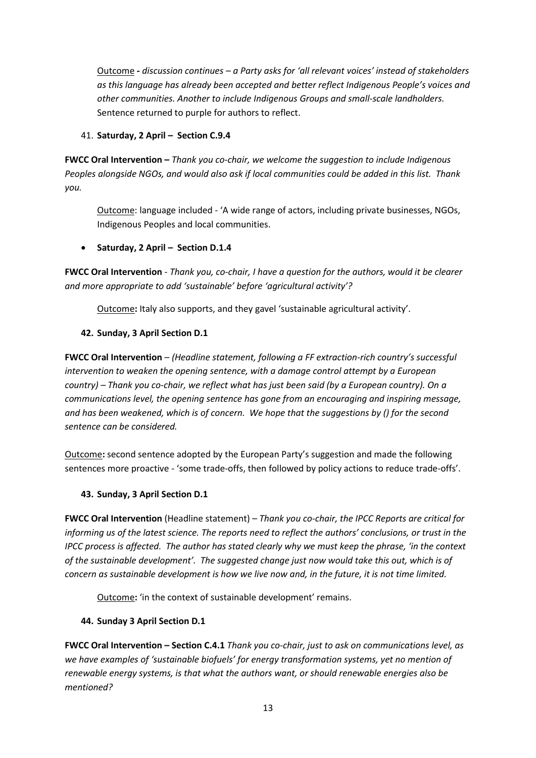<u>Outcome</u> **-** *discussion continues – a Party asks for 'all relevant voices' instead of stakeholders as this language has already been accepted and better reflect Indigenous People's voices and other communities. Another to include Indigenous Groups and small-scale landholders.* Sentence returned to purple for authors to reflect.

41. **Saturday, 2 April – Section C.9.4**

**FWCC Oral Intervention –** *Thank you co-chair, we welcome the suggestion to include Indigenous Peoples alongside NGOs, and would also ask if local communities could be added in this list. Thank you.*

<u>Outcome</u>: language included - 'A wide range of actors, including private businesses, NGOs, Indigenous Peoples and local communities.

- **Saturday, 2 April – Section D.1.4**

**FWCC Oral Intervention** - *Thank you, co-chair, I have a question for the authors, would it be clearer and more appropriate to add 'sustainable' before 'agricultural activity'?*

<u>Outcome</u>**:** Italy also supports, and they gavel 'sustainable agricultural activity'.

42. **Sunday, 3 April Section D.1**

**FWCC Oral Intervention** – *(Headline statement, following a FF extraction-rich country's successful intervention to weaken the opening sentence, with a damage control attempt by a European country) – Thank you co-chair, we reflect what has just been said (by a European country). On a communications level, the opening sentence has gone from an encouraging and inspiring message, and has been weakened, which is of concern. We hope that the suggestions by () for the second sentence can be considered.*

<u>Outcome</u>**:** second sentence adopted by the European Party's suggestion and made the following sentences more proactive - 'some trade-offs, then followed by policy actions to reduce trade-offs'.

43. **Sunday, 3 April Section D.1**

**FWCC Oral Intervention** (Headline statement) – *Thank you co-chair, the IPCC Reports are critical for informing us of the latest science. The reports need to reflect the authors' conclusions, or trust in the IPCC process is affected. The author has stated clearly why we must keep the phrase, 'in the context of the sustainable development'. The suggested change just now would take this out, which is of concern as sustainable development is how we live now and, in the future, it is not time limited.*

<u>Outcome</u>**:** 'in the context of sustainable development' remains.

44. **Sunday 3 April Section D.1**

**FWCC Oral Intervention – Section C.4.1** *Thank you co-chair, just to ask on communications level, as we have examples of 'sustainable biofuels' for energy transformation systems, yet no mention of renewable energy systems, is that what the authors want, or should renewable energies also be mentioned?*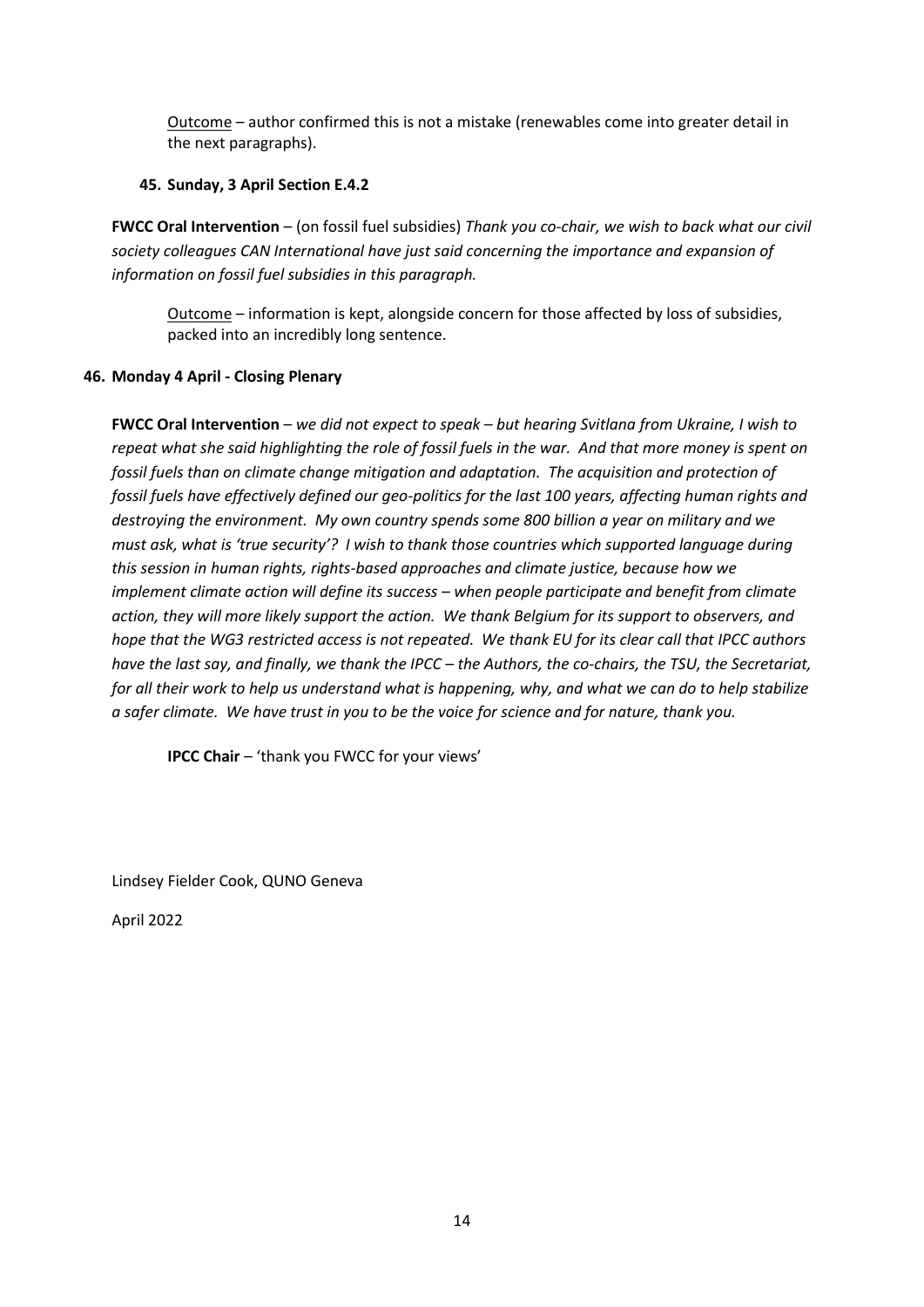Outcome – author confirmed this is not a mistake (renewables come into greater detail in the next paragraphs).

**45. Sunday, 3 April Section E.4.2**

**FWCC Oral Intervention** – (on fossil fuel subsidies) *Thank you co-chair, we wish to back what our civil society colleagues CAN International have just said concerning the importance and expansion of information on fossil fuel subsidies in this paragraph.*

Outcome – information is kept, alongside concern for those affected by loss of subsidies, packed into an incredibly long sentence.

**46. Monday 4 April - Closing Plenary**

**FWCC Oral Intervention** – *we did not expect to speak – but hearing Svitlana from Ukraine, I wish to repeat what she said highlighting the role of fossil fuels in the war. And that more money is spent on fossil fuels than on climate change mitigation and adaptation. The acquisition and protection of fossil fuels have effectively defined our geo-politics for the last 100 years, affecting human rights and destroying the environment. My own country spends some 800 billion a year on military and we must ask, what is 'true security'? I wish to thank those countries which supported language during this session in human rights, rights-based approaches and climate justice, because how we implement climate action will define its success – when people participate and benefit from climate action, they will more likely support the action. We thank Belgium for its support to observers, and hope that the WG3 restricted access is not repeated. We thank EU for its clear call that IPCC authors have the last say, and finally, we thank the IPCC – the Authors, the co-chairs, the TSU, the Secretariat, for all their work to help us understand what is happening, why, and what we can do to help stabilize a safer climate. We have trust in you to be the voice for science and for nature, thank you.*

**IPCC Chair** – 'thank you FWCC for your views'

Lindsey Fielder Cook, QUNO Geneva

April 2022